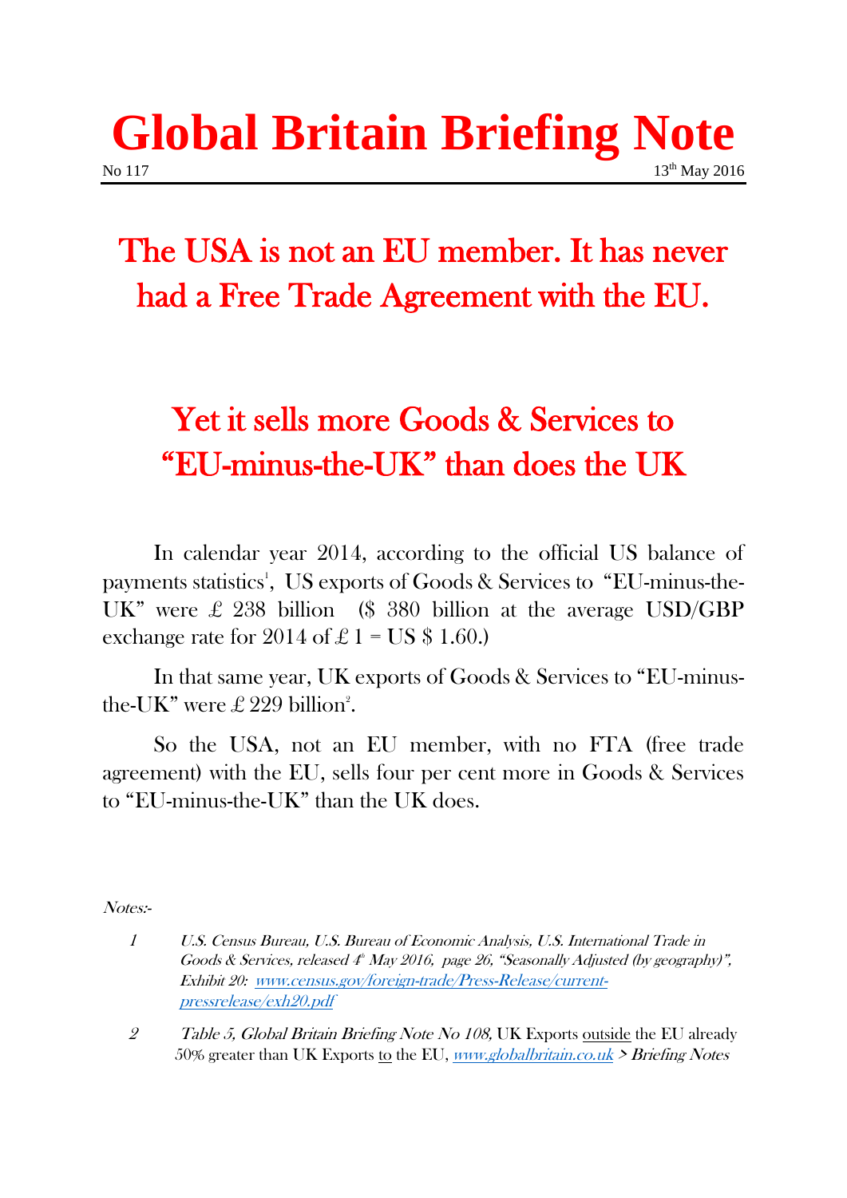# Global Britain Briefing Note

No 117 13th May 2016

## The USA is not an EU member. It has never had a Free Trade Agreement with the EU.

## Yet it sells more Goods & Services to "EU-minus-the-UK" than does the UK

In calendar year 2014, according to the official US balance of payments statistics[1], US exports of Goods & Services to "EU-minus-the-UK" were £ 238 billion ($ 380 billion at the average USD/GBP exchange rate for 2014 of £ 1 = US $ 1.60.)

In that same year, UK exports of Goods & Services to "EU-minus-the-UK" were £ 229 billion[2].

So the USA, not an EU member, with no FTA (free trade agreement) with the EU, sells four per cent more in Goods & Services to "EU-minus-the-UK" than the UK does.

*Notes:-*

1. *U.S. Census Bureau, U.S. Bureau of Economic Analysis, U.S. International Trade in Goods & Services, released 4th May 2016, page 26, "Seasonally Adjusted (by geography)", Exhibit 20: [www.census.gov/foreign-trade/Press-Release/current-pressrelease/exh20.pdf](www.census.gov/foreign-trade/Press-Release/current-pressrelease/exh20.pdf)*

2. *Table 5, Global Britain Briefing Note No 108,* UK Exports <u>outside</u> the EU already 50% greater than UK Exports <u>to</u> the EU, [*www.globalbritain.co.uk*](www.globalbritain.co.uk) > *Briefing Notes*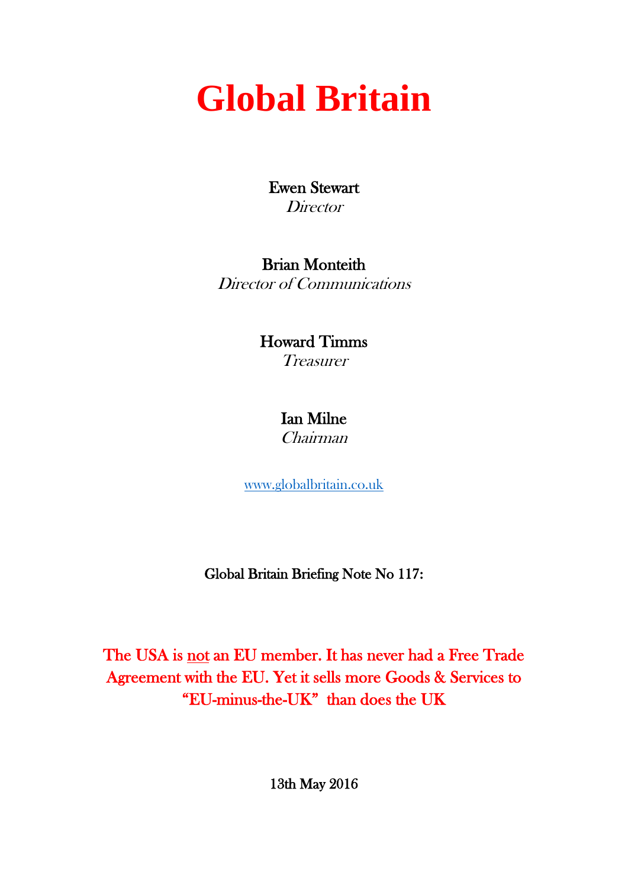# Global Britain

Ewen Stewart
*Director*

Brian Monteith
*Director of Communications*

Howard Timms
*Treasurer*

Ian Milne
*Chairman*

www.globalbritain.co.uk

Global Britain Briefing Note No 117:

## The USA is <u>not</u> an EU member. It has never had a Free Trade Agreement with the EU. Yet it sells more Goods & Services to "EU-minus-the-UK" than does the UK

13th May 2016